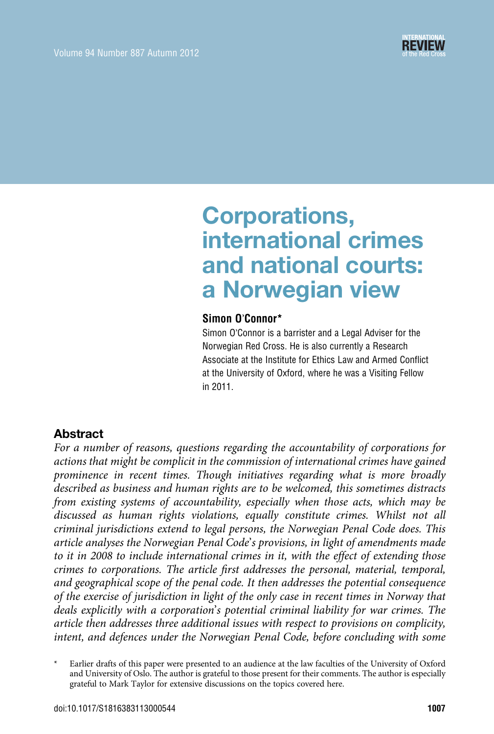# Corporations, international crimes and national courts: a Norwegian view

**Simon O'Connor***

Simon O'Connor is a barrister and a Legal Adviser for the Norwegian Red Cross. He is also currently a Research Associate at the Institute for Ethics Law and Armed Conflict at the University of Oxford, where he was a Visiting Fellow in 2011.

## Abstract

*For a number of reasons, questions regarding the accountability of corporations for actions that might be complicit in the commission of international crimes have gained prominence in recent times. Though initiatives regarding what is more broadly described as business and human rights are to be welcomed, this sometimes distracts from existing systems of accountability, especially when those acts, which may be discussed as human rights violations, equally constitute crimes. Whilst not all criminal jurisdictions extend to legal persons, the Norwegian Penal Code does. This article analyses the Norwegian Penal Code's provisions, in light of amendments made to it in 2008 to include international crimes in it, with the effect of extending those crimes to corporations. The article first addresses the personal, material, temporal, and geographical scope of the penal code. It then addresses the potential consequence of the exercise of jurisdiction in light of the only case in recent times in Norway that deals explicitly with a corporation's potential criminal liability for war crimes. The article then addresses three additional issues with respect to provisions on complicity, intent, and defences under the Norwegian Penal Code, before concluding with some*

\* Earlier drafts of this paper were presented to an audience at the law faculties of the University of Oxford and University of Oslo. The author is grateful to those present for their comments. The author is especially grateful to Mark Taylor for extensive discussions on the topics covered here.

doi:10.1017/S1816383113000544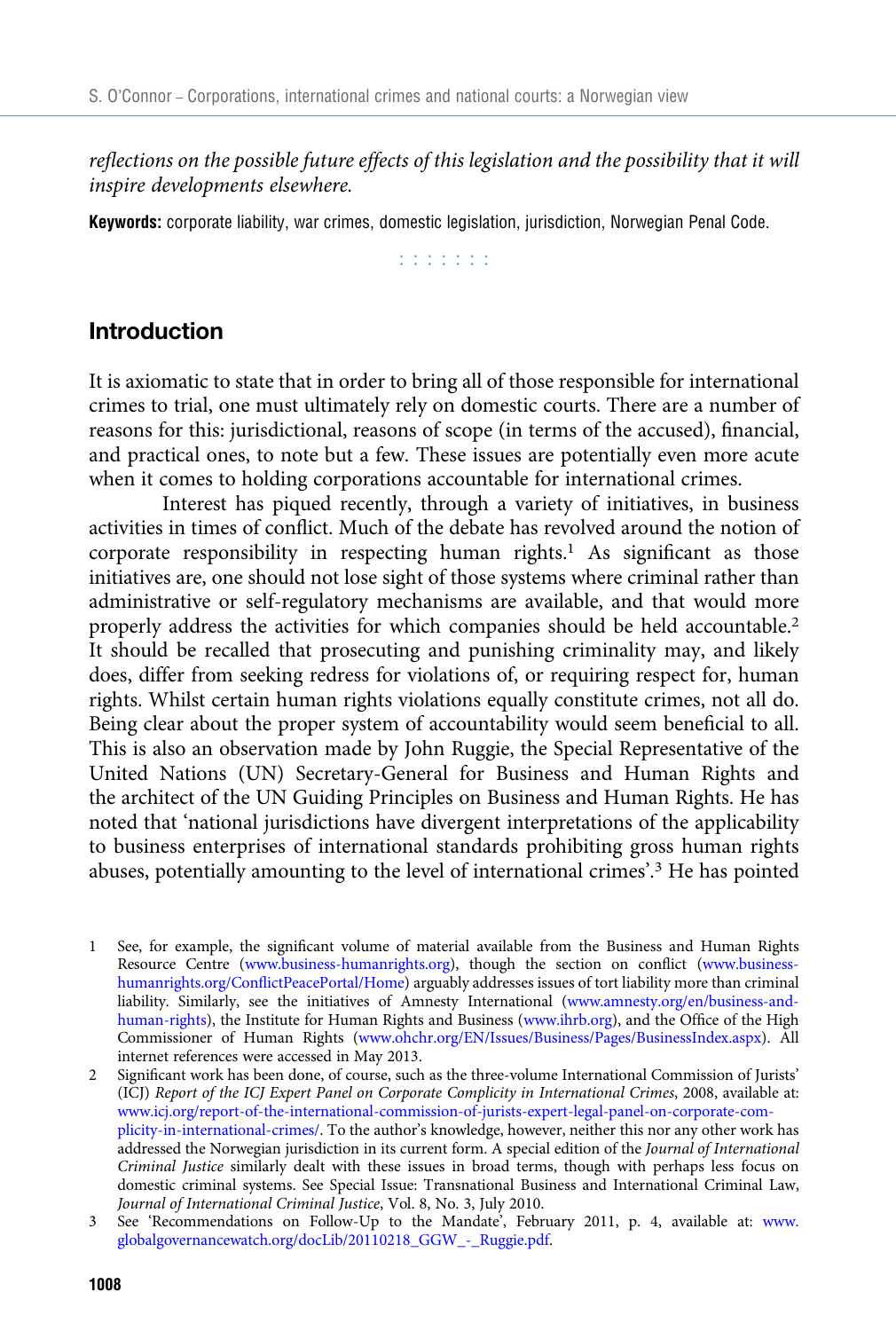*reflections on the possible future effects of this legislation and the possibility that it will inspire developments elsewhere.*

**Keywords:** corporate liability, war crimes, domestic legislation, jurisdiction, Norwegian Penal Code.

## Introduction

It is axiomatic to state that in order to bring all of those responsible for international crimes to trial, one must ultimately rely on domestic courts. There are a number of reasons for this: jurisdictional, reasons of scope (in terms of the accused), financial, and practical ones, to note but a few. These issues are potentially even more acute when it comes to holding corporations accountable for international crimes.

Interest has piqued recently, through a variety of initiatives, in business activities in times of conflict. Much of the debate has revolved around the notion of corporate responsibility in respecting human rights.[1] As significant as those initiatives are, one should not lose sight of those systems where criminal rather than administrative or self-regulatory mechanisms are available, and that would more properly address the activities for which companies should be held accountable.[2] It should be recalled that prosecuting and punishing criminality may, and likely does, differ from seeking redress for violations of, or requiring respect for, human rights. Whilst certain human rights violations equally constitute crimes, not all do. Being clear about the proper system of accountability would seem beneficial to all. This is also an observation made by John Ruggie, the Special Representative of the United Nations (UN) Secretary-General for Business and Human Rights and the architect of the UN Guiding Principles on Business and Human Rights. He has noted that 'national jurisdictions have divergent interpretations of the applicability to business enterprises of international standards prohibiting gross human rights abuses, potentially amounting to the level of international crimes'.[3] He has pointed

---

1 See, for example, the significant volume of material available from the Business and Human Rights Resource Centre (www.business-humanrights.org), though the section on conflict (www.business-humanrights.org/ConflictPeacePortal/Home) arguably addresses issues of tort liability more than criminal liability. Similarly, see the initiatives of Amnesty International (www.amnesty.org/en/business-and-human-rights), the Institute for Human Rights and Business (www.ihrb.org), and the Office of the High Commissioner of Human Rights (www.ohchr.org/EN/Issues/Business/Pages/BusinessIndex.aspx). All internet references were accessed in May 2013.

2 Significant work has been done, of course, such as the three-volume International Commission of Jurists' (ICJ) *Report of the ICJ Expert Panel on Corporate Complicity in International Crimes*, 2008, available at: www.icj.org/report-of-the-international-commission-of-jurists-expert-legal-panel-on-corporate-complicity-in-international-crimes/. To the author's knowledge, however, neither this nor any other work has addressed the Norwegian jurisdiction in its current form. A special edition of the *Journal of International Criminal Justice* similarly dealt with these issues in broad terms, though with perhaps less focus on domestic criminal systems. See Special Issue: Transnational Business and International Criminal Law, *Journal of International Criminal Justice*, Vol. 8, No. 3, July 2010.

3 See 'Recommendations on Follow-Up to the Mandate', February 2011, p. 4, available at: www.globalgovernancewatch.org/docLib/20110218_GGW_-_Ruggie.pdf.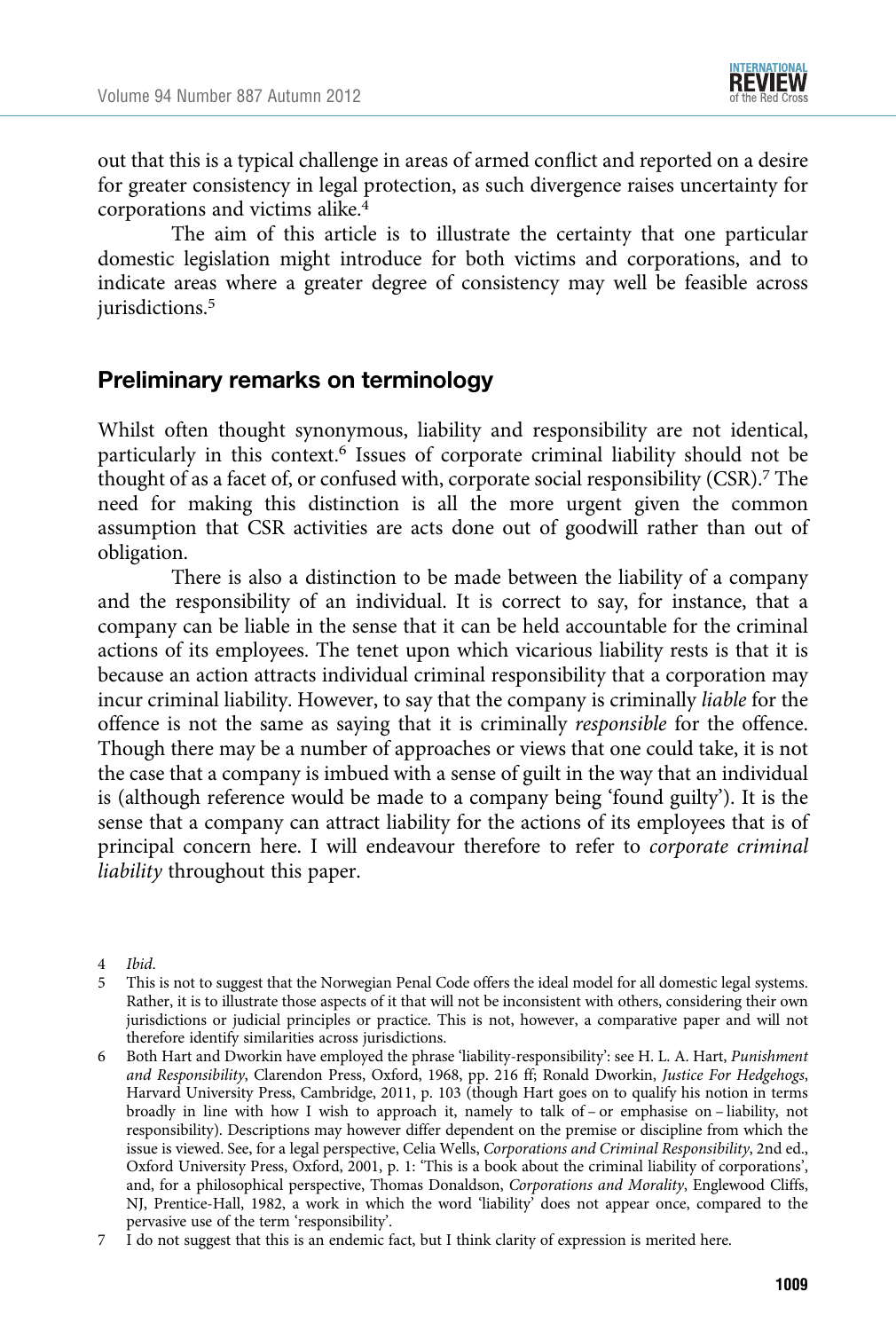out that this is a typical challenge in areas of armed conflict and reported on a desire for greater consistency in legal protection, as such divergence raises uncertainty for corporations and victims alike.[4]

The aim of this article is to illustrate the certainty that one particular domestic legislation might introduce for both victims and corporations, and to indicate areas where a greater degree of consistency may well be feasible across jurisdictions.[5]

## Preliminary remarks on terminology

Whilst often thought synonymous, liability and responsibility are not identical, particularly in this context.[6] Issues of corporate criminal liability should not be thought of as a facet of, or confused with, corporate social responsibility (CSR).[7] The need for making this distinction is all the more urgent given the common assumption that CSR activities are acts done out of goodwill rather than out of obligation.

There is also a distinction to be made between the liability of a company and the responsibility of an individual. It is correct to say, for instance, that a company can be liable in the sense that it can be held accountable for the criminal actions of its employees. The tenet upon which vicarious liability rests is that it is because an action attracts individual criminal responsibility that a corporation may incur criminal liability. However, to say that the company is criminally *liable* for the offence is not the same as saying that it is criminally *responsible* for the offence. Though there may be a number of approaches or views that one could take, it is not the case that a company is imbued with a sense of guilt in the way that an individual is (although reference would be made to a company being 'found guilty'). It is the sense that a company can attract liability for the actions of its employees that is of principal concern here. I will endeavour therefore to refer to *corporate criminal liability* throughout this paper.

---

4 *Ibid*.

5 This is not to suggest that the Norwegian Penal Code offers the ideal model for all domestic legal systems. Rather, it is to illustrate those aspects of it that will not be inconsistent with others, considering their own jurisdictions or judicial principles or practice. This is not, however, a comparative paper and will not therefore identify similarities across jurisdictions.

6 Both Hart and Dworkin have employed the phrase 'liability-responsibility': see H. L. A. Hart, *Punishment and Responsibility*, Clarendon Press, Oxford, 1968, pp. 216 ff; Ronald Dworkin, *Justice For Hedgehogs*, Harvard University Press, Cambridge, 2011, p. 103 (though Hart goes on to qualify his notion in terms broadly in line with how I wish to approach it, namely to talk of – or emphasise on – liability, not responsibility). Descriptions may however differ dependent on the premise or discipline from which the issue is viewed. See, for a legal perspective, Celia Wells, *Corporations and Criminal Responsibility*, 2nd ed., Oxford University Press, Oxford, 2001, p. 1: 'This is a book about the criminal liability of corporations', and, for a philosophical perspective, Thomas Donaldson, *Corporations and Morality*, Englewood Cliffs, NJ, Prentice-Hall, 1982, a work in which the word 'liability' does not appear once, compared to the pervasive use of the term 'responsibility'.

7 I do not suggest that this is an endemic fact, but I think clarity of expression is merited here.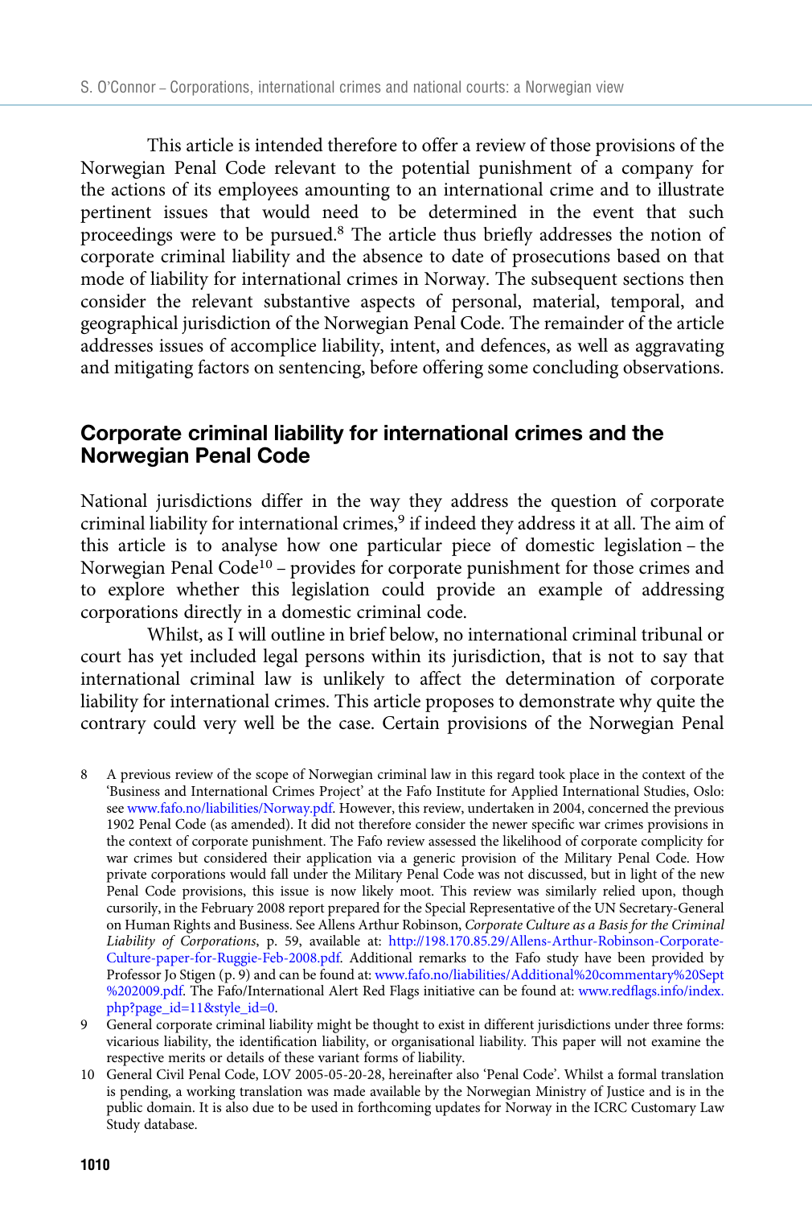This article is intended therefore to offer a review of those provisions of the Norwegian Penal Code relevant to the potential punishment of a company for the actions of its employees amounting to an international crime and to illustrate pertinent issues that would need to be determined in the event that such proceedings were to be pursued.[8] The article thus briefly addresses the notion of corporate criminal liability and the absence to date of prosecutions based on that mode of liability for international crimes in Norway. The subsequent sections then consider the relevant substantive aspects of personal, material, temporal, and geographical jurisdiction of the Norwegian Penal Code. The remainder of the article addresses issues of accomplice liability, intent, and defences, as well as aggravating and mitigating factors on sentencing, before offering some concluding observations.

## Corporate criminal liability for international crimes and the Norwegian Penal Code

National jurisdictions differ in the way they address the question of corporate criminal liability for international crimes,[9] if indeed they address it at all. The aim of this article is to analyse how one particular piece of domestic legislation – the Norwegian Penal Code[10] – provides for corporate punishment for those crimes and to explore whether this legislation could provide an example of addressing corporations directly in a domestic criminal code.

Whilst, as I will outline in brief below, no international criminal tribunal or court has yet included legal persons within its jurisdiction, that is not to say that international criminal law is unlikely to affect the determination of corporate liability for international crimes. This article proposes to demonstrate why quite the contrary could very well be the case. Certain provisions of the Norwegian Penal

8 A previous review of the scope of Norwegian criminal law in this regard took place in the context of the 'Business and International Crimes Project' at the Fafo Institute for Applied International Studies, Oslo: see www.fafo.no/liabilities/Norway.pdf. However, this review, undertaken in 2004, concerned the previous 1902 Penal Code (as amended). It did not therefore consider the newer specific war crimes provisions in the context of corporate punishment. The Fafo review assessed the likelihood of corporate complicity for war crimes but considered their application via a generic provision of the Military Penal Code. How private corporations would fall under the Military Penal Code was not discussed, but in light of the new Penal Code provisions, this issue is now likely moot. This review was similarly relied upon, though cursorily, in the February 2008 report prepared for the Special Representative of the UN Secretary-General on Human Rights and Business. See Allens Arthur Robinson, *Corporate Culture as a Basis for the Criminal Liability of Corporations*, p. 59, available at: http://198.170.85.29/Allens-Arthur-Robinson-Corporate-Culture-paper-for-Ruggie-Feb-2008.pdf. Additional remarks to the Fafo study have been provided by Professor Jo Stigen (p. 9) and can be found at: www.fafo.no/liabilities/Additional%20commentary%20Sept%202009.pdf. The Fafo/International Alert Red Flags initiative can be found at: www.redflags.info/index.php?page_id=11&style_id=0.

9 General corporate criminal liability might be thought to exist in different jurisdictions under three forms: vicarious liability, the identification liability, or organisational liability. This paper will not examine the respective merits or details of these variant forms of liability.

10 General Civil Penal Code, LOV 2005-05-20-28, hereinafter also 'Penal Code'. Whilst a formal translation is pending, a working translation was made available by the Norwegian Ministry of Justice and is in the public domain. It is also due to be used in forthcoming updates for Norway in the ICRC Customary Law Study database.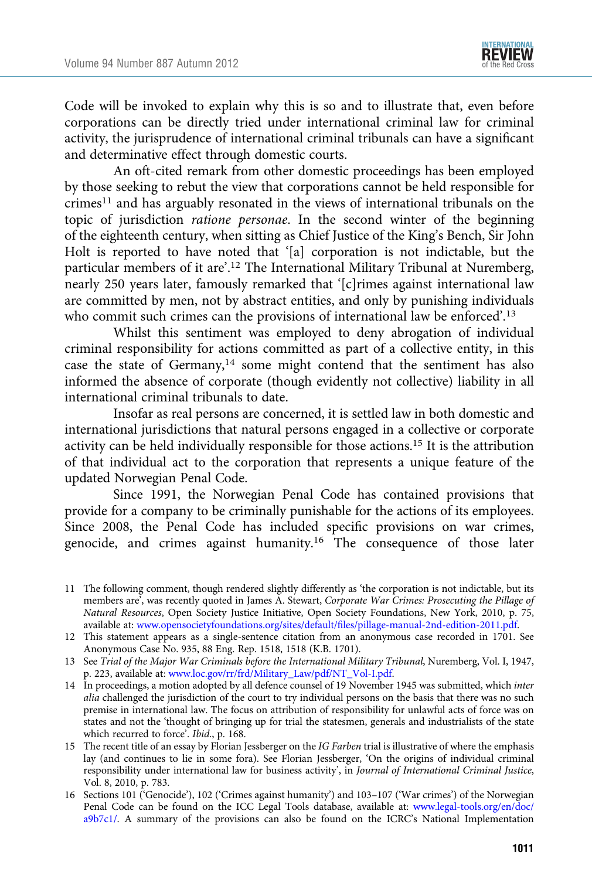Code will be invoked to explain why this is so and to illustrate that, even before corporations can be directly tried under international criminal law for criminal activity, the jurisprudence of international criminal tribunals can have a significant and determinative effect through domestic courts.

An oft-cited remark from other domestic proceedings has been employed by those seeking to rebut the view that corporations cannot be held responsible for crimes[11] and has arguably resonated in the views of international tribunals on the topic of jurisdiction *ratione personae*. In the second winter of the beginning of the eighteenth century, when sitting as Chief Justice of the King's Bench, Sir John Holt is reported to have noted that '[a] corporation is not indictable, but the particular members of it are'.[12] The International Military Tribunal at Nuremberg, nearly 250 years later, famously remarked that '[c]rimes against international law are committed by men, not by abstract entities, and only by punishing individuals who commit such crimes can the provisions of international law be enforced'.[13]

Whilst this sentiment was employed to deny abrogation of individual criminal responsibility for actions committed as part of a collective entity, in this case the state of Germany,[14] some might contend that the sentiment has also informed the absence of corporate (though evidently not collective) liability in all international criminal tribunals to date.

Insofar as real persons are concerned, it is settled law in both domestic and international jurisdictions that natural persons engaged in a collective or corporate activity can be held individually responsible for those actions.[15] It is the attribution of that individual act to the corporation that represents a unique feature of the updated Norwegian Penal Code.

Since 1991, the Norwegian Penal Code has contained provisions that provide for a company to be criminally punishable for the actions of its employees. Since 2008, the Penal Code has included specific provisions on war crimes, genocide, and crimes against humanity.[16] The consequence of those later

11 The following comment, though rendered slightly differently as 'the corporation is not indictable, but its members are', was recently quoted in James A. Stewart, *Corporate War Crimes: Prosecuting the Pillage of Natural Resources*, Open Society Justice Initiative, Open Society Foundations, New York, 2010, p. 75, available at: www.opensocietyfoundations.org/sites/default/files/pillage-manual-2nd-edition-2011.pdf.

12 This statement appears as a single-sentence citation from an anonymous case recorded in 1701. See Anonymous Case No. 935, 88 Eng. Rep. 1518, 1518 (K.B. 1701).

13 See *Trial of the Major War Criminals before the International Military Tribunal*, Nuremberg, Vol. I, 1947, p. 223, available at: www.loc.gov/rr/frd/Military_Law/pdf/NT_Vol-I.pdf.

14 In proceedings, a motion adopted by all defence counsel of 19 November 1945 was submitted, which *inter alia* challenged the jurisdiction of the court to try individual persons on the basis that there was no such premise in international law. The focus on attribution of responsibility for unlawful acts of force was on states and not the 'thought of bringing up for trial the statesmen, generals and industrialists of the state which recurred to force'. *Ibid*., p. 168.

15 The recent title of an essay by Florian Jessberger on the *IG Farben* trial is illustrative of where the emphasis lay (and continues to lie in some fora). See Florian Jessberger, 'On the origins of individual criminal responsibility under international law for business activity', in *Journal of International Criminal Justice*, Vol. 8, 2010, p. 783.

16 Sections 101 ('Genocide'), 102 ('Crimes against humanity') and 103–107 ('War crimes') of the Norwegian Penal Code can be found on the ICC Legal Tools database, available at: www.legal-tools.org/en/doc/a9b7c1/. A summary of the provisions can also be found on the ICRC's National Implementation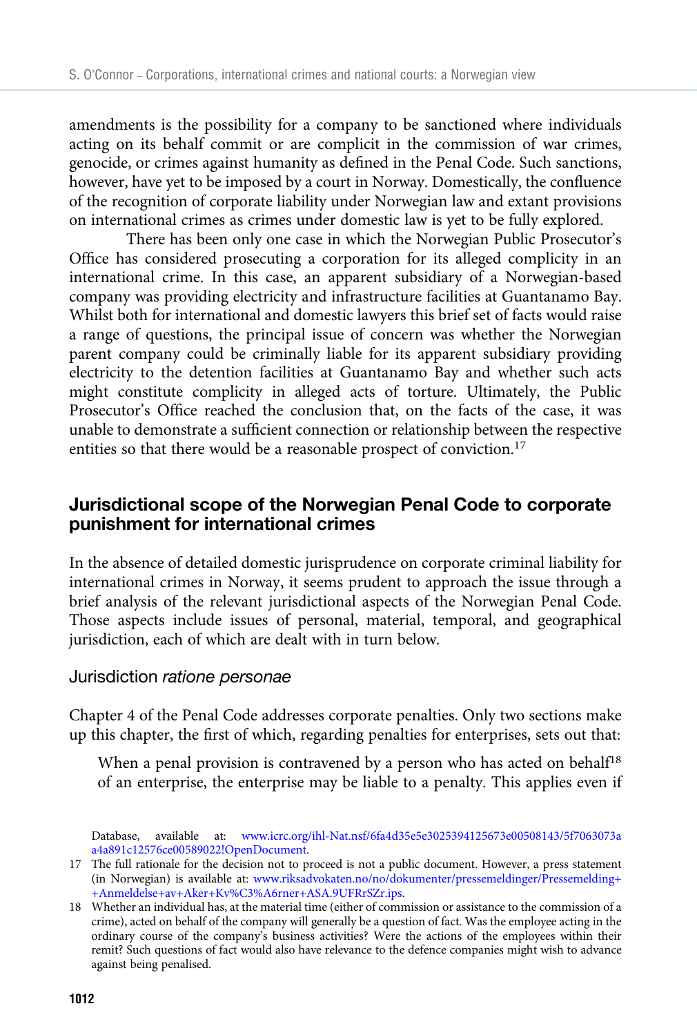amendments is the possibility for a company to be sanctioned where individuals acting on its behalf commit or are complicit in the commission of war crimes, genocide, or crimes against humanity as defined in the Penal Code. Such sanctions, however, have yet to be imposed by a court in Norway. Domestically, the confluence of the recognition of corporate liability under Norwegian law and extant provisions on international crimes as crimes under domestic law is yet to be fully explored.

There has been only one case in which the Norwegian Public Prosecutor's Office has considered prosecuting a corporation for its alleged complicity in an international crime. In this case, an apparent subsidiary of a Norwegian-based company was providing electricity and infrastructure facilities at Guantanamo Bay. Whilst both for international and domestic lawyers this brief set of facts would raise a range of questions, the principal issue of concern was whether the Norwegian parent company could be criminally liable for its apparent subsidiary providing electricity to the detention facilities at Guantanamo Bay and whether such acts might constitute complicity in alleged acts of torture. Ultimately, the Public Prosecutor's Office reached the conclusion that, on the facts of the case, it was unable to demonstrate a sufficient connection or relationship between the respective entities so that there would be a reasonable prospect of conviction.[17]

## Jurisdictional scope of the Norwegian Penal Code to corporate punishment for international crimes

In the absence of detailed domestic jurisprudence on corporate criminal liability for international crimes in Norway, it seems prudent to approach the issue through a brief analysis of the relevant jurisdictional aspects of the Norwegian Penal Code. Those aspects include issues of personal, material, temporal, and geographical jurisdiction, each of which are dealt with in turn below.

### Jurisdiction *ratione personae*

Chapter 4 of the Penal Code addresses corporate penalties. Only two sections make up this chapter, the first of which, regarding penalties for enterprises, sets out that:

> When a penal provision is contravened by a person who has acted on behalf[18] of an enterprise, the enterprise may be liable to a penalty. This applies even if

Database, available at: www.icrc.org/ihl-Nat.nsf/6fa4d35e5e3025394125673e00508143/5f7063073aa4a891c12576ce00589022!OpenDocument.

17 The full rationale for the decision not to proceed is not a public document. However, a press statement (in Norwegian) is available at: www.riksadvokaten.no/no/dokumenter/pressemeldinger/Pressemelding++Anmeldelse+av+Aker+Kv%C3%A6rner+ASA.9UFRrSZr.ips.

18 Whether an individual has, at the material time (either of commission or assistance to the commission of a crime), acted on behalf of the company will generally be a question of fact. Was the employee acting in the ordinary course of the company's business activities? Were the actions of the employees within their remit? Such questions of fact would also have relevance to the defence companies might wish to advance against being penalised.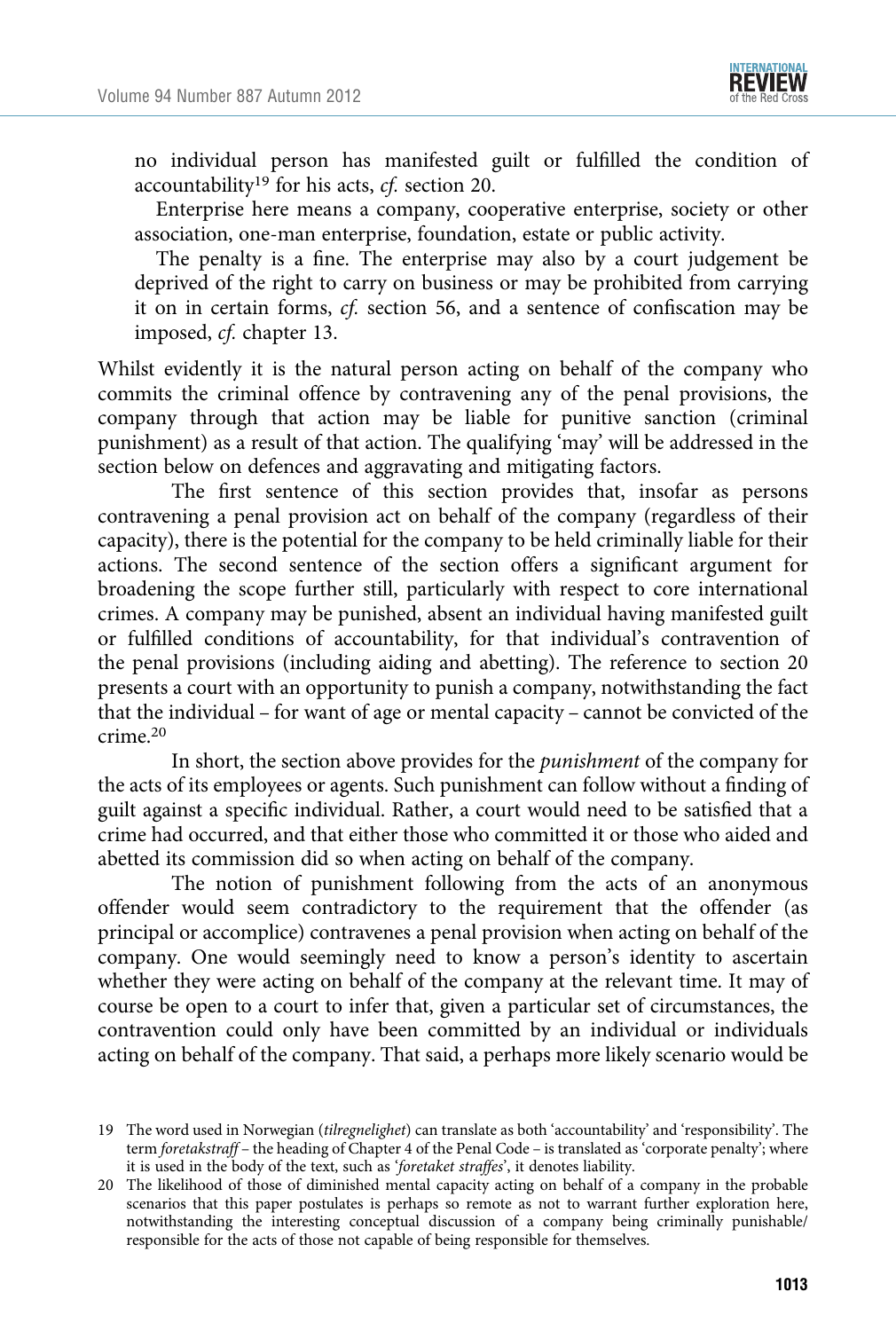> no individual person has manifested guilt or fulfilled the condition of accountability[19] for his acts, *cf.* section 20.
>
> Enterprise here means a company, cooperative enterprise, society or other association, one-man enterprise, foundation, estate or public activity.
>
> The penalty is a fine. The enterprise may also by a court judgement be deprived of the right to carry on business or may be prohibited from carrying it on in certain forms, *cf.* section 56, and a sentence of confiscation may be imposed, *cf.* chapter 13.

Whilst evidently it is the natural person acting on behalf of the company who commits the criminal offence by contravening any of the penal provisions, the company through that action may be liable for punitive sanction (criminal punishment) as a result of that action. The qualifying 'may' will be addressed in the section below on defences and aggravating and mitigating factors.

The first sentence of this section provides that, insofar as persons contravening a penal provision act on behalf of the company (regardless of their capacity), there is the potential for the company to be held criminally liable for their actions. The second sentence of the section offers a significant argument for broadening the scope further still, particularly with respect to core international crimes. A company may be punished, absent an individual having manifested guilt or fulfilled conditions of accountability, for that individual's contravention of the penal provisions (including aiding and abetting). The reference to section 20 presents a court with an opportunity to punish a company, notwithstanding the fact that the individual – for want of age or mental capacity – cannot be convicted of the crime.[20]

In short, the section above provides for the *punishment* of the company for the acts of its employees or agents. Such punishment can follow without a finding of guilt against a specific individual. Rather, a court would need to be satisfied that a crime had occurred, and that either those who committed it or those who aided and abetted its commission did so when acting on behalf of the company.

The notion of punishment following from the acts of an anonymous offender would seem contradictory to the requirement that the offender (as principal or accomplice) contravenes a penal provision when acting on behalf of the company. One would seemingly need to know a person's identity to ascertain whether they were acting on behalf of the company at the relevant time. It may of course be open to a court to infer that, given a particular set of circumstances, the contravention could only have been committed by an individual or individuals acting on behalf of the company. That said, a perhaps more likely scenario would be

---

19 The word used in Norwegian (*tilregnelighet*) can translate as both 'accountability' and 'responsibility'. The term *foretakstraff* – the heading of Chapter 4 of the Penal Code – is translated as 'corporate penalty'; where it is used in the body of the text, such as '*foretaket straffes*', it denotes liability.

20 The likelihood of those of diminished mental capacity acting on behalf of a company in the probable scenarios that this paper postulates is perhaps so remote as not to warrant further exploration here, notwithstanding the interesting conceptual discussion of a company being criminally punishable/responsible for the acts of those not capable of being responsible for themselves.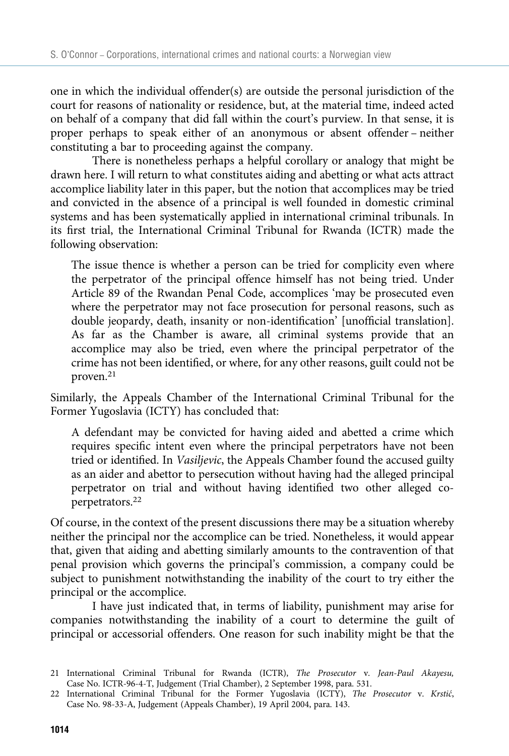one in which the individual offender(s) are outside the personal jurisdiction of the court for reasons of nationality or residence, but, at the material time, indeed acted on behalf of a company that did fall within the court's purview. In that sense, it is proper perhaps to speak either of an anonymous or absent offender – neither constituting a bar to proceeding against the company.

There is nonetheless perhaps a helpful corollary or analogy that might be drawn here. I will return to what constitutes aiding and abetting or what acts attract accomplice liability later in this paper, but the notion that accomplices may be tried and convicted in the absence of a principal is well founded in domestic criminal systems and has been systematically applied in international criminal tribunals. In its first trial, the International Criminal Tribunal for Rwanda (ICTR) made the following observation:

> The issue thence is whether a person can be tried for complicity even where the perpetrator of the principal offence himself has not being tried. Under Article 89 of the Rwandan Penal Code, accomplices 'may be prosecuted even where the perpetrator may not face prosecution for personal reasons, such as double jeopardy, death, insanity or non-identification' [unofficial translation]. As far as the Chamber is aware, all criminal systems provide that an accomplice may also be tried, even where the principal perpetrator of the crime has not been identified, or where, for any other reasons, guilt could not be proven.[21]

Similarly, the Appeals Chamber of the International Criminal Tribunal for the Former Yugoslavia (ICTY) has concluded that:

> A defendant may be convicted for having aided and abetted a crime which requires specific intent even where the principal perpetrators have not been tried or identified. In *Vasiljevic*, the Appeals Chamber found the accused guilty as an aider and abettor to persecution without having had the alleged principal perpetrator on trial and without having identified two other alleged co-perpetrators.[22]

Of course, in the context of the present discussions there may be a situation whereby neither the principal nor the accomplice can be tried. Nonetheless, it would appear that, given that aiding and abetting similarly amounts to the contravention of that penal provision which governs the principal's commission, a company could be subject to punishment notwithstanding the inability of the court to try either the principal or the accomplice.

I have just indicated that, in terms of liability, punishment may arise for companies notwithstanding the inability of a court to determine the guilt of principal or accessorial offenders. One reason for such inability might be that the

---

21 International Criminal Tribunal for Rwanda (ICTR), *The Prosecutor* v. *Jean-Paul Akayesu,* Case No. ICTR-96-4-T, Judgement (Trial Chamber), 2 September 1998, para. 531.

22 International Criminal Tribunal for the Former Yugoslavia (ICTY), *The Prosecutor* v. *Krstić*, Case No. 98-33-A, Judgement (Appeals Chamber), 19 April 2004, para. 143.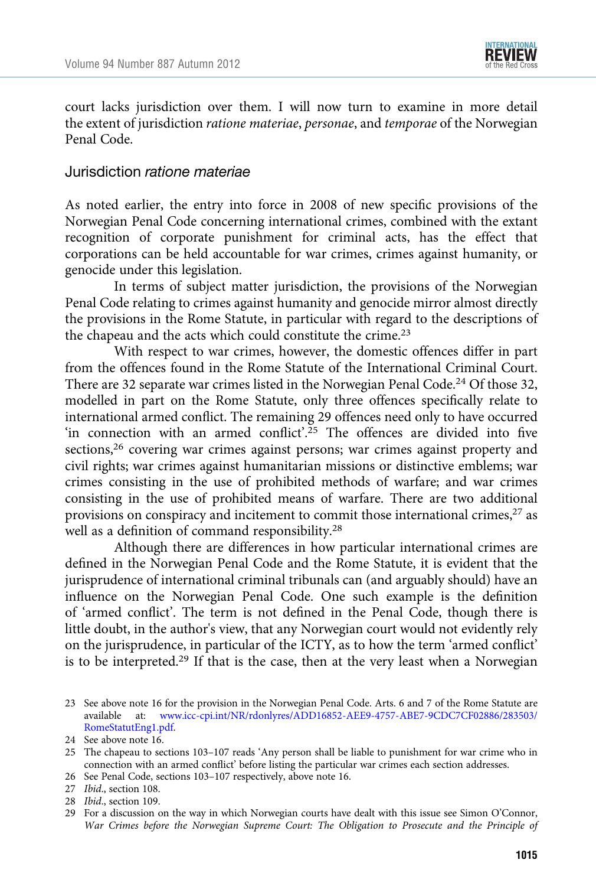court lacks jurisdiction over them. I will now turn to examine in more detail the extent of jurisdiction *ratione materiae*, *personae*, and *temporae* of the Norwegian Penal Code.

### Jurisdiction *ratione materiae*

As noted earlier, the entry into force in 2008 of new specific provisions of the Norwegian Penal Code concerning international crimes, combined with the extant recognition of corporate punishment for criminal acts, has the effect that corporations can be held accountable for war crimes, crimes against humanity, or genocide under this legislation.

In terms of subject matter jurisdiction, the provisions of the Norwegian Penal Code relating to crimes against humanity and genocide mirror almost directly the provisions in the Rome Statute, in particular with regard to the descriptions of the chapeau and the acts which could constitute the crime.[23]

With respect to war crimes, however, the domestic offences differ in part from the offences found in the Rome Statute of the International Criminal Court. There are 32 separate war crimes listed in the Norwegian Penal Code.[24] Of those 32, modelled in part on the Rome Statute, only three offences specifically relate to international armed conflict. The remaining 29 offences need only to have occurred 'in connection with an armed conflict'.[25] The offences are divided into five sections,[26] covering war crimes against persons; war crimes against property and civil rights; war crimes against humanitarian missions or distinctive emblems; war crimes consisting in the use of prohibited methods of warfare; and war crimes consisting in the use of prohibited means of warfare. There are two additional provisions on conspiracy and incitement to commit those international crimes,[27] as well as a definition of command responsibility.[28]

Although there are differences in how particular international crimes are defined in the Norwegian Penal Code and the Rome Statute, it is evident that the jurisprudence of international criminal tribunals can (and arguably should) have an influence on the Norwegian Penal Code. One such example is the definition of 'armed conflict'. The term is not defined in the Penal Code, though there is little doubt, in the author's view, that any Norwegian court would not evidently rely on the jurisprudence, in particular of the ICTY, as to how the term 'armed conflict' is to be interpreted.[29] If that is the case, then at the very least when a Norwegian

---

23 See above note 16 for the provision in the Norwegian Penal Code. Arts. 6 and 7 of the Rome Statute are available at: www.icc-cpi.int/NR/rdonlyres/ADD16852-AEE9-4757-ABE7-9CDC7CF02886/283503/RomeStatutEng1.pdf.

24 See above note 16.

25 The chapeau to sections 103–107 reads 'Any person shall be liable to punishment for war crime who in connection with an armed conflict' before listing the particular war crimes each section addresses.

26 See Penal Code, sections 103–107 respectively, above note 16.

27 *Ibid.*, section 108.

28 *Ibid.*, section 109.

29 For a discussion on the way in which Norwegian courts have dealt with this issue see Simon O'Connor, *War Crimes before the Norwegian Supreme Court: The Obligation to Prosecute and the Principle of*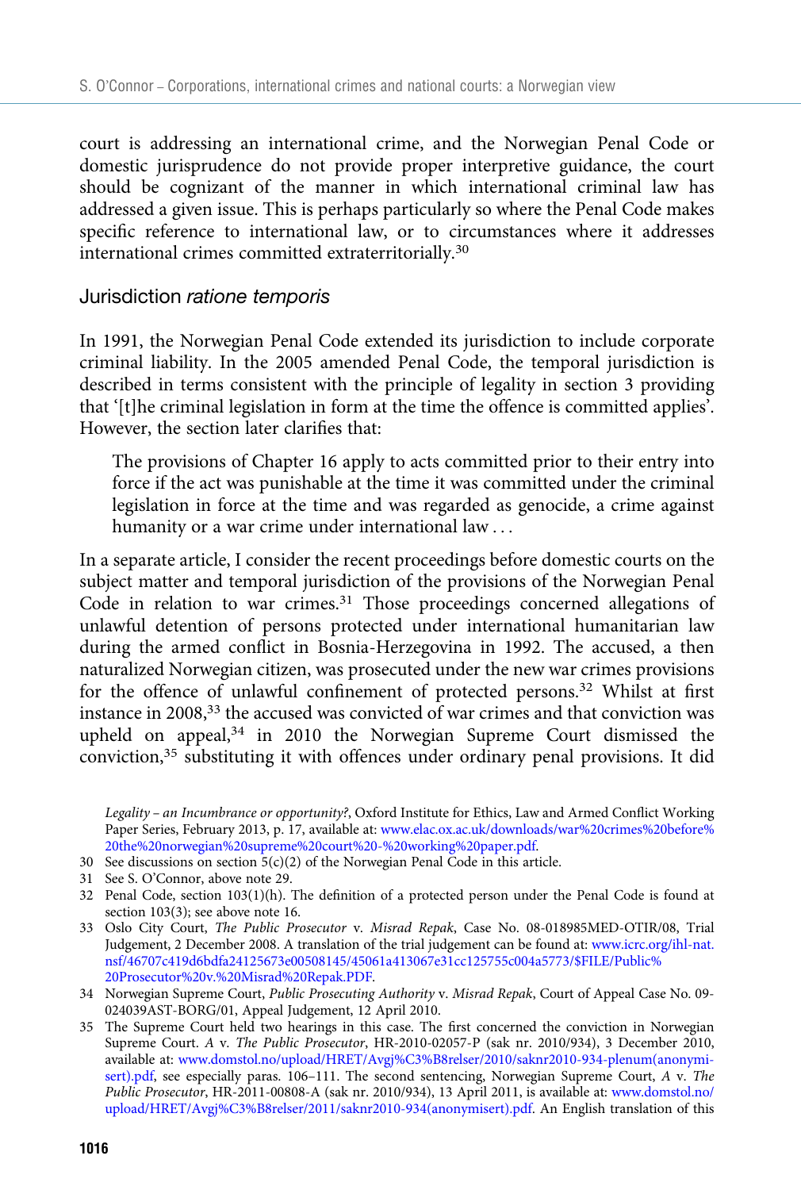court is addressing an international crime, and the Norwegian Penal Code or domestic jurisprudence do not provide proper interpretive guidance, the court should be cognizant of the manner in which international criminal law has addressed a given issue. This is perhaps particularly so where the Penal Code makes specific reference to international law, or to circumstances where it addresses international crimes committed extraterritorially.[30]

### Jurisdiction *ratione temporis*

In 1991, the Norwegian Penal Code extended its jurisdiction to include corporate criminal liability. In the 2005 amended Penal Code, the temporal jurisdiction is described in terms consistent with the principle of legality in section 3 providing that '[t]he criminal legislation in form at the time the offence is committed applies'. However, the section later clarifies that:

> The provisions of Chapter 16 apply to acts committed prior to their entry into force if the act was punishable at the time it was committed under the criminal legislation in force at the time and was regarded as genocide, a crime against humanity or a war crime under international law . . .

In a separate article, I consider the recent proceedings before domestic courts on the subject matter and temporal jurisdiction of the provisions of the Norwegian Penal Code in relation to war crimes.[31] Those proceedings concerned allegations of unlawful detention of persons protected under international humanitarian law during the armed conflict in Bosnia-Herzegovina in 1992. The accused, a then naturalized Norwegian citizen, was prosecuted under the new war crimes provisions for the offence of unlawful confinement of protected persons.[32] Whilst at first instance in 2008,[33] the accused was convicted of war crimes and that conviction was upheld on appeal,[34] in 2010 the Norwegian Supreme Court dismissed the conviction,[35] substituting it with offences under ordinary penal provisions. It did

*Legality – an Incumbrance or opportunity?*, Oxford Institute for Ethics, Law and Armed Conflict Working Paper Series, February 2013, p. 17, available at: www.elac.ox.ac.uk/downloads/war%20crimes%20before%20the%20norwegian%20supreme%20court%20-%20working%20paper.pdf.

30 See discussions on section 5(c)(2) of the Norwegian Penal Code in this article.

31 See S. O'Connor, above note 29.

32 Penal Code, section 103(1)(h). The definition of a protected person under the Penal Code is found at section 103(3); see above note 16.

33 Oslo City Court, *The Public Prosecutor* v. *Misrad Repak*, Case No. 08-018985MED-OTIR/08, Trial Judgement, 2 December 2008. A translation of the trial judgement can be found at: www.icrc.org/ihl-nat.nsf/46707c419d6bdfa24125673e00508145/45061a413067e31cc125755c004a5773/$FILE/Public%20Prosecutor%20v.%20Misrad%20Repak.PDF.

34 Norwegian Supreme Court, *Public Prosecuting Authority* v. *Misrad Repak*, Court of Appeal Case No. 09-024039AST-BORG/01, Appeal Judgement, 12 April 2010.

35 The Supreme Court held two hearings in this case. The first concerned the conviction in Norwegian Supreme Court. *A* v. *The Public Prosecutor*, HR-2010-02057-P (sak nr. 2010/934), 3 December 2010, available at: www.domstol.no/upload/HRET/Avgj%C3%B8relser/2010/saknr2010-934-plenum(anonymisert).pdf, see especially paras. 106–111. The second sentencing, Norwegian Supreme Court, *A* v. *The Public Prosecutor*, HR-2011-00808-A (sak nr. 2010/934), 13 April 2011, is available at: www.domstol.no/upload/HRET/Avgj%C3%B8relser/2011/saknr2010-934(anonymisert).pdf. An English translation of this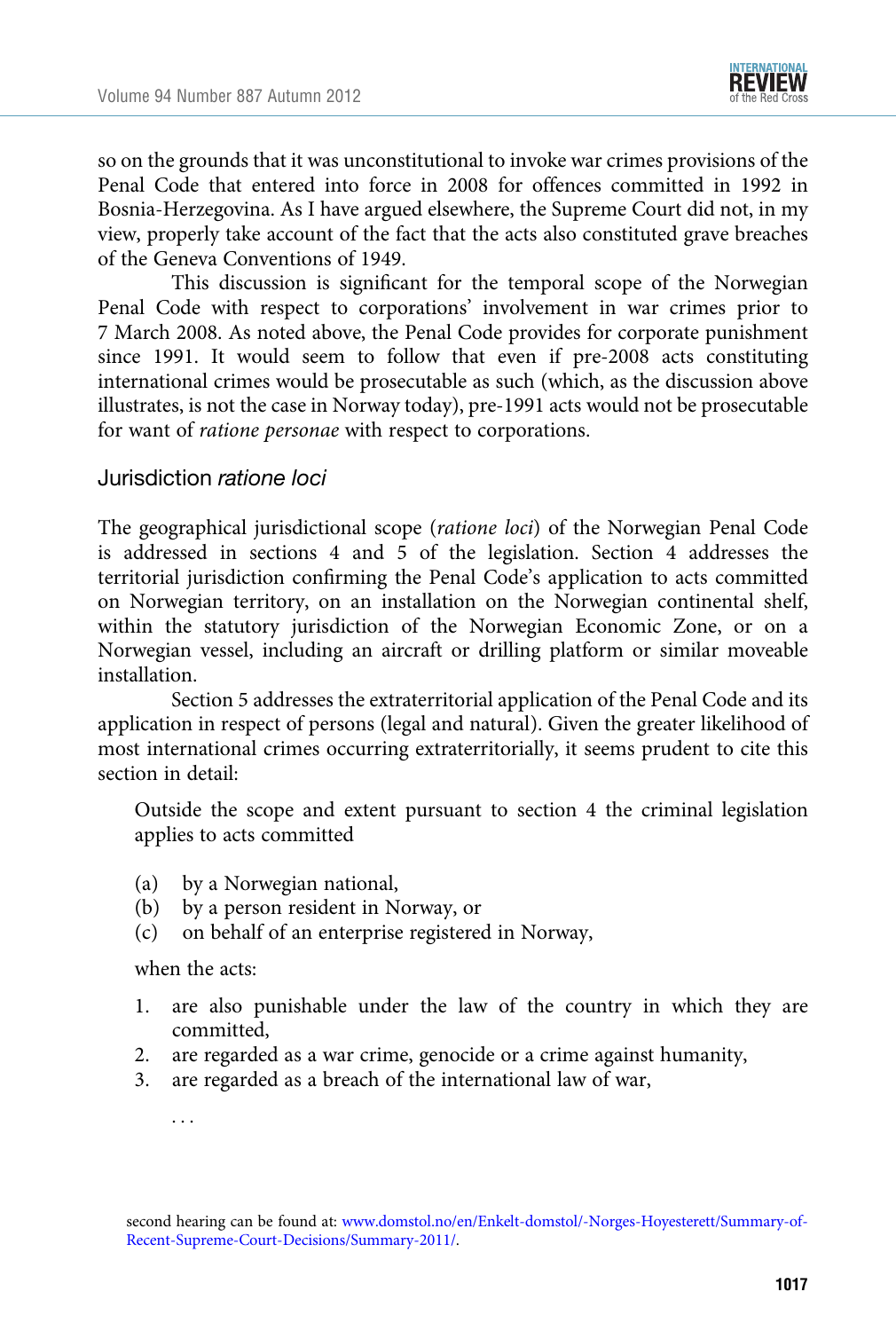so on the grounds that it was unconstitutional to invoke war crimes provisions of the Penal Code that entered into force in 2008 for offences committed in 1992 in Bosnia-Herzegovina. As I have argued elsewhere, the Supreme Court did not, in my view, properly take account of the fact that the acts also constituted grave breaches of the Geneva Conventions of 1949.

This discussion is significant for the temporal scope of the Norwegian Penal Code with respect to corporations' involvement in war crimes prior to 7 March 2008. As noted above, the Penal Code provides for corporate punishment since 1991. It would seem to follow that even if pre-2008 acts constituting international crimes would be prosecutable as such (which, as the discussion above illustrates, is not the case in Norway today), pre-1991 acts would not be prosecutable for want of *ratione personae* with respect to corporations.

### Jurisdiction *ratione loci*

The geographical jurisdictional scope (*ratione loci*) of the Norwegian Penal Code is addressed in sections 4 and 5 of the legislation. Section 4 addresses the territorial jurisdiction confirming the Penal Code's application to acts committed on Norwegian territory, on an installation on the Norwegian continental shelf, within the statutory jurisdiction of the Norwegian Economic Zone, or on a Norwegian vessel, including an aircraft or drilling platform or similar moveable installation.

Section 5 addresses the extraterritorial application of the Penal Code and its application in respect of persons (legal and natural). Given the greater likelihood of most international crimes occurring extraterritorially, it seems prudent to cite this section in detail:

> Outside the scope and extent pursuant to section 4 the criminal legislation applies to acts committed
>
> (a) by a Norwegian national,
> (b) by a person resident in Norway, or
> (c) on behalf of an enterprise registered in Norway,
>
> when the acts:
>
> 1. are also punishable under the law of the country in which they are committed,
> 2. are regarded as a war crime, genocide or a crime against humanity,
> 3. are regarded as a breach of the international law of war,
>
> ...

second hearing can be found at: www.domstol.no/en/Enkelt-domstol/-Norges-Hoyesterett/Summary-of-Recent-Supreme-Court-Decisions/Summary-2011/.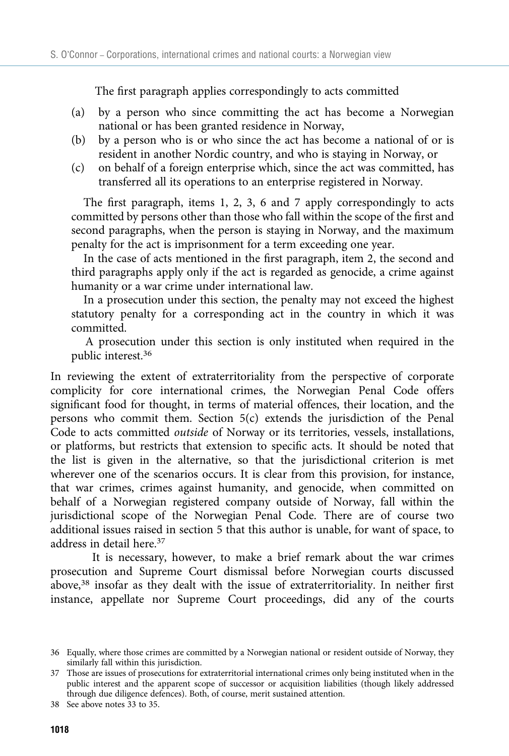The first paragraph applies correspondingly to acts committed

(a) by a person who since committing the act has become a Norwegian national or has been granted residence in Norway,
(b) by a person who is or who since the act has become a national of or is resident in another Nordic country, and who is staying in Norway, or
(c) on behalf of a foreign enterprise which, since the act was committed, has transferred all its operations to an enterprise registered in Norway.

The first paragraph, items 1, 2, 3, 6 and 7 apply correspondingly to acts committed by persons other than those who fall within the scope of the first and second paragraphs, when the person is staying in Norway, and the maximum penalty for the act is imprisonment for a term exceeding one year.

In the case of acts mentioned in the first paragraph, item 2, the second and third paragraphs apply only if the act is regarded as genocide, a crime against humanity or a war crime under international law.

In a prosecution under this section, the penalty may not exceed the highest statutory penalty for a corresponding act in the country in which it was committed.

A prosecution under this section is only instituted when required in the public interest.[36]

In reviewing the extent of extraterritoriality from the perspective of corporate complicity for core international crimes, the Norwegian Penal Code offers significant food for thought, in terms of material offences, their location, and the persons who commit them. Section 5(c) extends the jurisdiction of the Penal Code to acts committed *outside* of Norway or its territories, vessels, installations, or platforms, but restricts that extension to specific acts. It should be noted that the list is given in the alternative, so that the jurisdictional criterion is met wherever one of the scenarios occurs. It is clear from this provision, for instance, that war crimes, crimes against humanity, and genocide, when committed on behalf of a Norwegian registered company outside of Norway, fall within the jurisdictional scope of the Norwegian Penal Code. There are of course two additional issues raised in section 5 that this author is unable, for want of space, to address in detail here.[37]

It is necessary, however, to make a brief remark about the war crimes prosecution and Supreme Court dismissal before Norwegian courts discussed above,[38] insofar as they dealt with the issue of extraterritoriality. In neither first instance, appellate nor Supreme Court proceedings, did any of the courts

36 Equally, where those crimes are committed by a Norwegian national or resident outside of Norway, they similarly fall within this jurisdiction.

37 Those are issues of prosecutions for extraterritorial international crimes only being instituted when in the public interest and the apparent scope of successor or acquisition liabilities (though likely addressed through due diligence defences). Both, of course, merit sustained attention.

38 See above notes 33 to 35.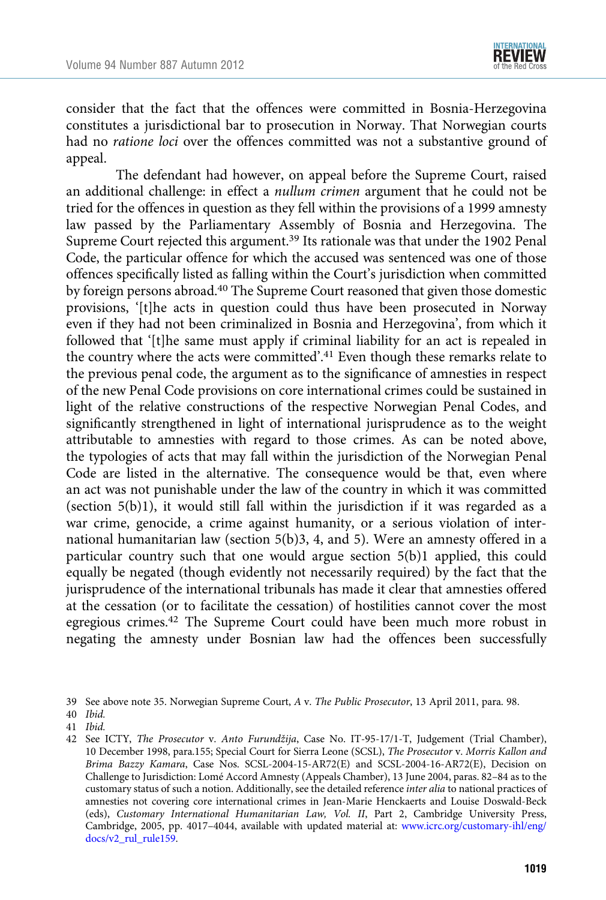consider that the fact that the offences were committed in Bosnia-Herzegovina constitutes a jurisdictional bar to prosecution in Norway. That Norwegian courts had no *ratione loci* over the offences committed was not a substantive ground of appeal.

The defendant had however, on appeal before the Supreme Court, raised an additional challenge: in effect a *nullum crimen* argument that he could not be tried for the offences in question as they fell within the provisions of a 1999 amnesty law passed by the Parliamentary Assembly of Bosnia and Herzegovina. The Supreme Court rejected this argument.[39] Its rationale was that under the 1902 Penal Code, the particular offence for which the accused was sentenced was one of those offences specifically listed as falling within the Court's jurisdiction when committed by foreign persons abroad.[40] The Supreme Court reasoned that given those domestic provisions, '[t]he acts in question could thus have been prosecuted in Norway even if they had not been criminalized in Bosnia and Herzegovina', from which it followed that '[t]he same must apply if criminal liability for an act is repealed in the country where the acts were committed'.[41] Even though these remarks relate to the previous penal code, the argument as to the significance of amnesties in respect of the new Penal Code provisions on core international crimes could be sustained in light of the relative constructions of the respective Norwegian Penal Codes, and significantly strengthened in light of international jurisprudence as to the weight attributable to amnesties with regard to those crimes. As can be noted above, the typologies of acts that may fall within the jurisdiction of the Norwegian Penal Code are listed in the alternative. The consequence would be that, even where an act was not punishable under the law of the country in which it was committed (section 5(b)1), it would still fall within the jurisdiction if it was regarded as a war crime, genocide, a crime against humanity, or a serious violation of international humanitarian law (section 5(b)3, 4, and 5). Were an amnesty offered in a particular country such that one would argue section 5(b)1 applied, this could equally be negated (though evidently not necessarily required) by the fact that the jurisprudence of the international tribunals has made it clear that amnesties offered at the cessation (or to facilitate the cessation) of hostilities cannot cover the most egregious crimes.[42] The Supreme Court could have been much more robust in negating the amnesty under Bosnian law had the offences been successfully

---

39 See above note 35. Norwegian Supreme Court, *A* v. *The Public Prosecutor*, 13 April 2011, para. 98.

40 *Ibid.*

41 *Ibid.*

42 See ICTY, *The Prosecutor* v. *Anto Furundžija*, Case No. IT-95-17/1-T, Judgement (Trial Chamber), 10 December 1998, para.155; Special Court for Sierra Leone (SCSL), *The Prosecutor* v. *Morris Kallon and Brima Bazzy Kamara*, Case Nos. SCSL-2004-15-AR72(E) and SCSL-2004-16-AR72(E), Decision on Challenge to Jurisdiction: Lomé Accord Amnesty (Appeals Chamber), 13 June 2004, paras. 82–84 as to the customary status of such a notion. Additionally, see the detailed reference *inter alia* to national practices of amnesties not covering core international crimes in Jean-Marie Henckaerts and Louise Doswald-Beck (eds), *Customary International Humanitarian Law, Vol. II*, Part 2, Cambridge University Press, Cambridge, 2005, pp. 4017–4044, available with updated material at: www.icrc.org/customary-ihl/eng/docs/v2_rul_rule159.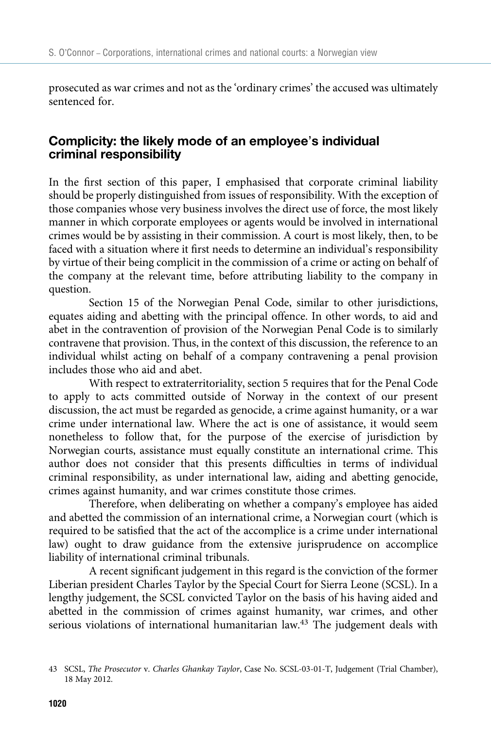prosecuted as war crimes and not as the 'ordinary crimes' the accused was ultimately sentenced for.

## Complicity: the likely mode of an employee's individual criminal responsibility

In the first section of this paper, I emphasised that corporate criminal liability should be properly distinguished from issues of responsibility. With the exception of those companies whose very business involves the direct use of force, the most likely manner in which corporate employees or agents would be involved in international crimes would be by assisting in their commission. A court is most likely, then, to be faced with a situation where it first needs to determine an individual's responsibility by virtue of their being complicit in the commission of a crime or acting on behalf of the company at the relevant time, before attributing liability to the company in question.

Section 15 of the Norwegian Penal Code, similar to other jurisdictions, equates aiding and abetting with the principal offence. In other words, to aid and abet in the contravention of provision of the Norwegian Penal Code is to similarly contravene that provision. Thus, in the context of this discussion, the reference to an individual whilst acting on behalf of a company contravening a penal provision includes those who aid and abet.

With respect to extraterritoriality, section 5 requires that for the Penal Code to apply to acts committed outside of Norway in the context of our present discussion, the act must be regarded as genocide, a crime against humanity, or a war crime under international law. Where the act is one of assistance, it would seem nonetheless to follow that, for the purpose of the exercise of jurisdiction by Norwegian courts, assistance must equally constitute an international crime. This author does not consider that this presents difficulties in terms of individual criminal responsibility, as under international law, aiding and abetting genocide, crimes against humanity, and war crimes constitute those crimes.

Therefore, when deliberating on whether a company's employee has aided and abetted the commission of an international crime, a Norwegian court (which is required to be satisfied that the act of the accomplice is a crime under international law) ought to draw guidance from the extensive jurisprudence on accomplice liability of international criminal tribunals.

A recent significant judgement in this regard is the conviction of the former Liberian president Charles Taylor by the Special Court for Sierra Leone (SCSL). In a lengthy judgement, the SCSL convicted Taylor on the basis of his having aided and abetted in the commission of crimes against humanity, war crimes, and other serious violations of international humanitarian law.[43] The judgement deals with

43 SCSL, *The Prosecutor* v. *Charles Ghankay Taylor*, Case No. SCSL-03-01-T, Judgement (Trial Chamber), 18 May 2012.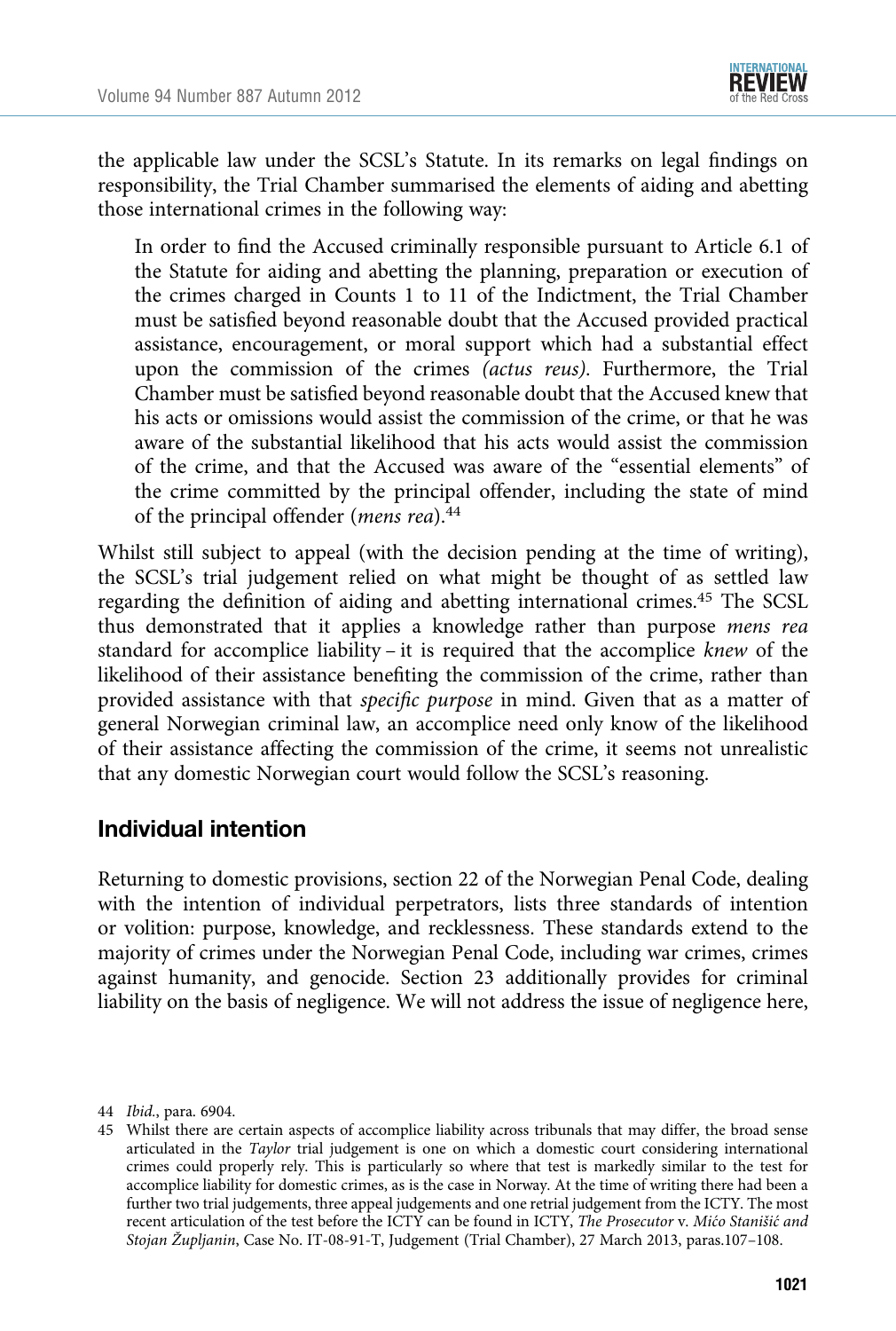the applicable law under the SCSL's Statute. In its remarks on legal findings on responsibility, the Trial Chamber summarised the elements of aiding and abetting those international crimes in the following way:

> In order to find the Accused criminally responsible pursuant to Article 6.1 of the Statute for aiding and abetting the planning, preparation or execution of the crimes charged in Counts 1 to 11 of the Indictment, the Trial Chamber must be satisfied beyond reasonable doubt that the Accused provided practical assistance, encouragement, or moral support which had a substantial effect upon the commission of the crimes *(actus reus)*. Furthermore, the Trial Chamber must be satisfied beyond reasonable doubt that the Accused knew that his acts or omissions would assist the commission of the crime, or that he was aware of the substantial likelihood that his acts would assist the commission of the crime, and that the Accused was aware of the "essential elements" of the crime committed by the principal offender, including the state of mind of the principal offender (*mens rea*).[44]

Whilst still subject to appeal (with the decision pending at the time of writing), the SCSL's trial judgement relied on what might be thought of as settled law regarding the definition of aiding and abetting international crimes.[45] The SCSL thus demonstrated that it applies a knowledge rather than purpose *mens rea* standard for accomplice liability – it is required that the accomplice *knew* of the likelihood of their assistance benefiting the commission of the crime, rather than provided assistance with that *specific purpose* in mind. Given that as a matter of general Norwegian criminal law, an accomplice need only know of the likelihood of their assistance affecting the commission of the crime, it seems not unrealistic that any domestic Norwegian court would follow the SCSL's reasoning.

## Individual intention

Returning to domestic provisions, section 22 of the Norwegian Penal Code, dealing with the intention of individual perpetrators, lists three standards of intention or volition: purpose, knowledge, and recklessness. These standards extend to the majority of crimes under the Norwegian Penal Code, including war crimes, crimes against humanity, and genocide. Section 23 additionally provides for criminal liability on the basis of negligence. We will not address the issue of negligence here,

---

44 *Ibid.*, para. 6904.

45 Whilst there are certain aspects of accomplice liability across tribunals that may differ, the broad sense articulated in the *Taylor* trial judgement is one on which a domestic court considering international crimes could properly rely. This is particularly so where that test is markedly similar to the test for accomplice liability for domestic crimes, as is the case in Norway. At the time of writing there had been a further two trial judgements, three appeal judgements and one retrial judgement from the ICTY. The most recent articulation of the test before the ICTY can be found in ICTY, *The Prosecutor* v. *Mićo Stanišić and Stojan Župljanin*, Case No. IT-08-91-T, Judgement (Trial Chamber), 27 March 2013, paras.107–108.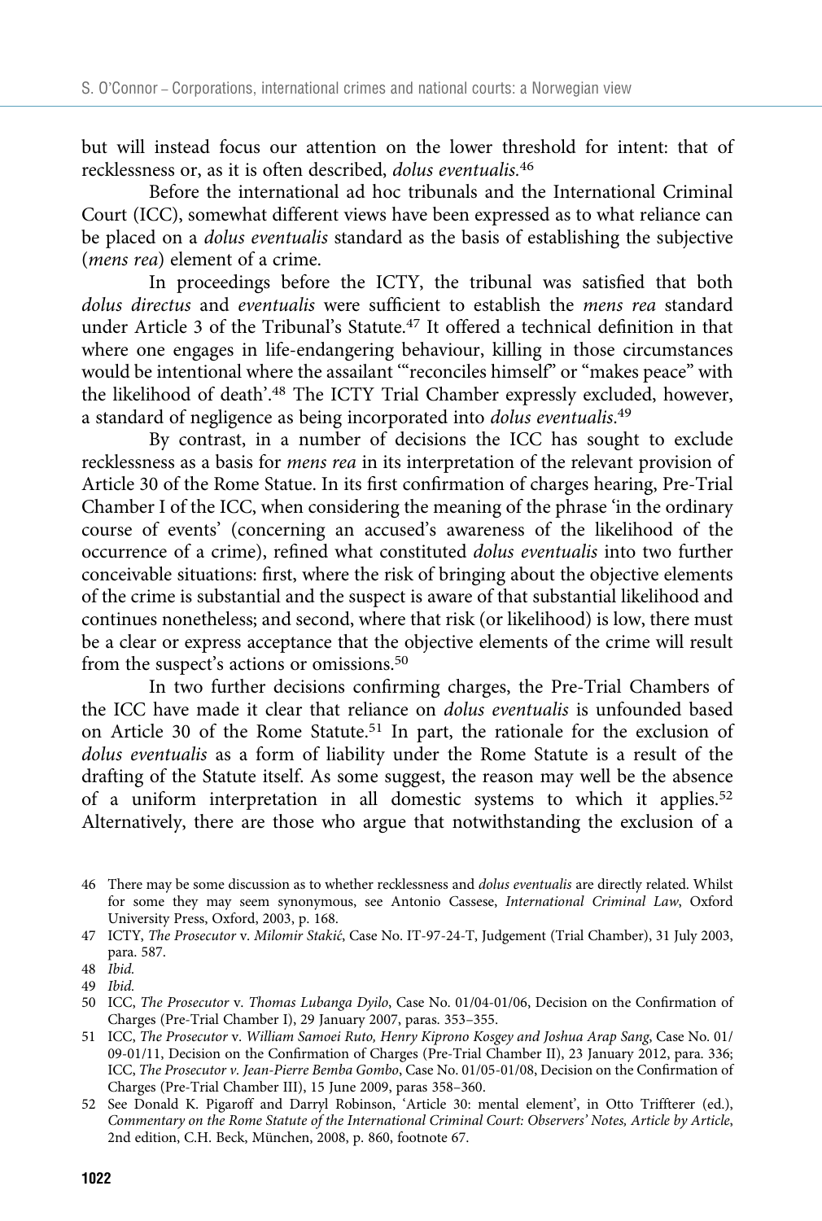but will instead focus our attention on the lower threshold for intent: that of recklessness or, as it is often described, *dolus eventualis*.[46]

Before the international ad hoc tribunals and the International Criminal Court (ICC), somewhat different views have been expressed as to what reliance can be placed on a *dolus eventualis* standard as the basis of establishing the subjective (*mens rea*) element of a crime.

In proceedings before the ICTY, the tribunal was satisfied that both *dolus directus* and *eventualis* were sufficient to establish the *mens rea* standard under Article 3 of the Tribunal's Statute.[47] It offered a technical definition in that where one engages in life-endangering behaviour, killing in those circumstances would be intentional where the assailant '"reconciles himself" or "makes peace" with the likelihood of death'.[48] The ICTY Trial Chamber expressly excluded, however, a standard of negligence as being incorporated into *dolus eventualis*.[49]

By contrast, in a number of decisions the ICC has sought to exclude recklessness as a basis for *mens rea* in its interpretation of the relevant provision of Article 30 of the Rome Statue. In its first confirmation of charges hearing, Pre-Trial Chamber I of the ICC, when considering the meaning of the phrase 'in the ordinary course of events' (concerning an accused's awareness of the likelihood of the occurrence of a crime), refined what constituted *dolus eventualis* into two further conceivable situations: first, where the risk of bringing about the objective elements of the crime is substantial and the suspect is aware of that substantial likelihood and continues nonetheless; and second, where that risk (or likelihood) is low, there must be a clear or express acceptance that the objective elements of the crime will result from the suspect's actions or omissions.[50]

In two further decisions confirming charges, the Pre-Trial Chambers of the ICC have made it clear that reliance on *dolus eventualis* is unfounded based on Article 30 of the Rome Statute.[51] In part, the rationale for the exclusion of *dolus eventualis* as a form of liability under the Rome Statute is a result of the drafting of the Statute itself. As some suggest, the reason may well be the absence of a uniform interpretation in all domestic systems to which it applies.[52] Alternatively, there are those who argue that notwithstanding the exclusion of a

---

46 There may be some discussion as to whether recklessness and *dolus eventualis* are directly related. Whilst for some they may seem synonymous, see Antonio Cassese, *International Criminal Law*, Oxford University Press, Oxford, 2003, p. 168.

47 ICTY, *The Prosecutor* v. *Milomir Stakić*, Case No. IT-97-24-T, Judgement (Trial Chamber), 31 July 2003, para. 587.

48 *Ibid.*

49 *Ibid.*

50 ICC, *The Prosecutor* v. *Thomas Lubanga Dyilo*, Case No. 01/04-01/06, Decision on the Confirmation of Charges (Pre-Trial Chamber I), 29 January 2007, paras. 353–355.

51 ICC, *The Prosecutor* v. *William Samoei Ruto, Henry Kiprono Kosgey and Joshua Arap Sang*, Case No. 01/09-01/11, Decision on the Confirmation of Charges (Pre-Trial Chamber II), 23 January 2012, para. 336; ICC, *The Prosecutor v. Jean-Pierre Bemba Gombo*, Case No. 01/05-01/08, Decision on the Confirmation of Charges (Pre-Trial Chamber III), 15 June 2009, paras 358–360.

52 See Donald K. Pigaroff and Darryl Robinson, 'Article 30: mental element', in Otto Triffterer (ed.), *Commentary on the Rome Statute of the International Criminal Court: Observers' Notes, Article by Article*, 2nd edition, C.H. Beck, München, 2008, p. 860, footnote 67.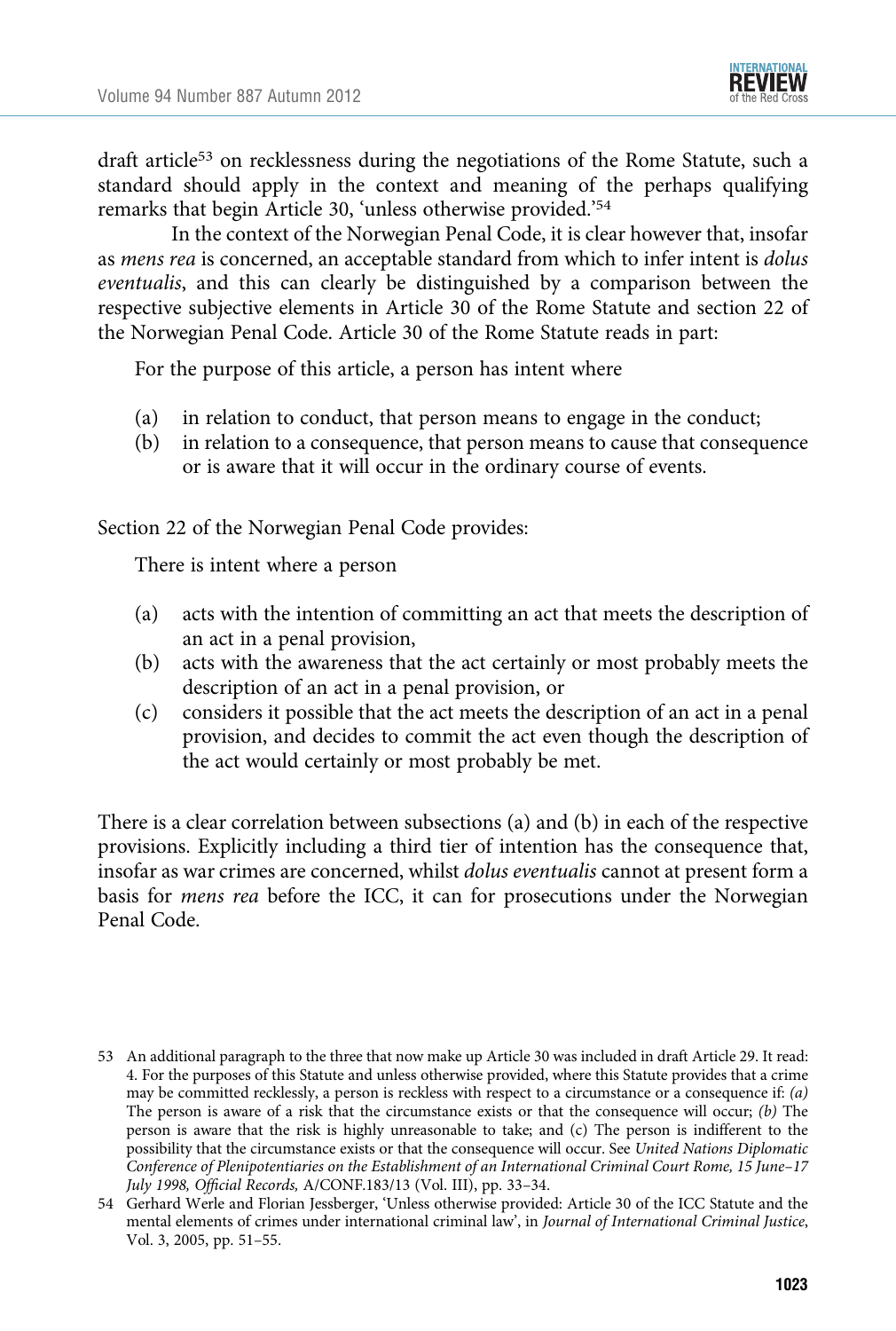draft article[53] on recklessness during the negotiations of the Rome Statute, such a standard should apply in the context and meaning of the perhaps qualifying remarks that begin Article 30, 'unless otherwise provided.'[54]

In the context of the Norwegian Penal Code, it is clear however that, insofar as *mens rea* is concerned, an acceptable standard from which to infer intent is *dolus eventualis*, and this can clearly be distinguished by a comparison between the respective subjective elements in Article 30 of the Rome Statute and section 22 of the Norwegian Penal Code. Article 30 of the Rome Statute reads in part:

> For the purpose of this article, a person has intent where
>
> (a) in relation to conduct, that person means to engage in the conduct;
> (b) in relation to a consequence, that person means to cause that consequence or is aware that it will occur in the ordinary course of events.

Section 22 of the Norwegian Penal Code provides:

> There is intent where a person
>
> (a) acts with the intention of committing an act that meets the description of an act in a penal provision,
> (b) acts with the awareness that the act certainly or most probably meets the description of an act in a penal provision, or
> (c) considers it possible that the act meets the description of an act in a penal provision, and decides to commit the act even though the description of the act would certainly or most probably be met.

There is a clear correlation between subsections (a) and (b) in each of the respective provisions. Explicitly including a third tier of intention has the consequence that, insofar as war crimes are concerned, whilst *dolus eventualis* cannot at present form a basis for *mens rea* before the ICC, it can for prosecutions under the Norwegian Penal Code.

---

53 An additional paragraph to the three that now make up Article 30 was included in draft Article 29. It read: 4. For the purposes of this Statute and unless otherwise provided, where this Statute provides that a crime may be committed recklessly, a person is reckless with respect to a circumstance or a consequence if: *(a)* The person is aware of a risk that the circumstance exists or that the consequence will occur; *(b)* The person is aware that the risk is highly unreasonable to take; and (c) The person is indifferent to the possibility that the circumstance exists or that the consequence will occur. See *United Nations Diplomatic Conference of Plenipotentiaries on the Establishment of an International Criminal Court Rome, 15 June–17 July 1998, Official Records,* A/CONF.183/13 (Vol. III), pp. 33–34.

54 Gerhard Werle and Florian Jessberger, 'Unless otherwise provided: Article 30 of the ICC Statute and the mental elements of crimes under international criminal law', in *Journal of International Criminal Justice*, Vol. 3, 2005, pp. 51–55.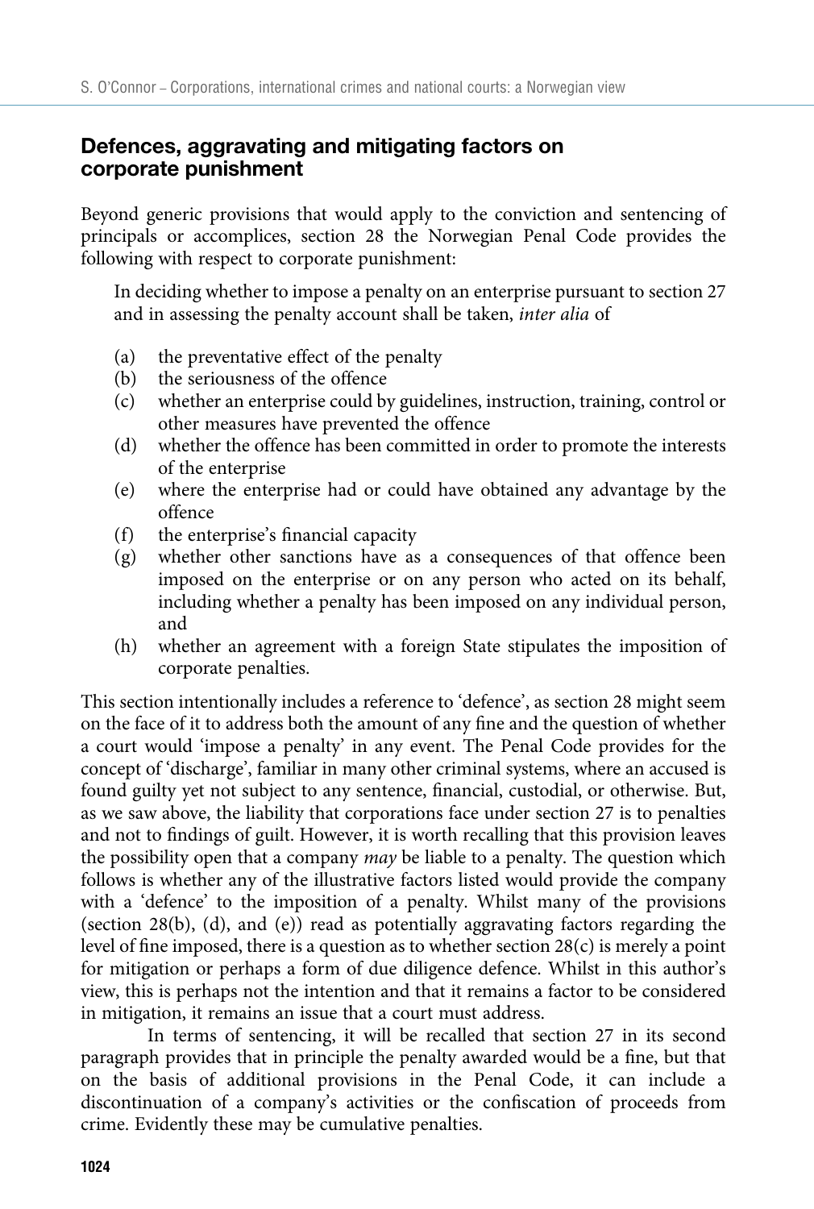## Defences, aggravating and mitigating factors on corporate punishment

Beyond generic provisions that would apply to the conviction and sentencing of principals or accomplices, section 28 the Norwegian Penal Code provides the following with respect to corporate punishment:

> In deciding whether to impose a penalty on an enterprise pursuant to section 27 and in assessing the penalty account shall be taken, *inter alia* of
>
> (a) the preventative effect of the penalty
> (b) the seriousness of the offence
> (c) whether an enterprise could by guidelines, instruction, training, control or other measures have prevented the offence
> (d) whether the offence has been committed in order to promote the interests of the enterprise
> (e) where the enterprise had or could have obtained any advantage by the offence
> (f) the enterprise's financial capacity
> (g) whether other sanctions have as a consequences of that offence been imposed on the enterprise or on any person who acted on its behalf, including whether a penalty has been imposed on any individual person, and
> (h) whether an agreement with a foreign State stipulates the imposition of corporate penalties.

This section intentionally includes a reference to 'defence', as section 28 might seem on the face of it to address both the amount of any fine and the question of whether a court would 'impose a penalty' in any event. The Penal Code provides for the concept of 'discharge', familiar in many other criminal systems, where an accused is found guilty yet not subject to any sentence, financial, custodial, or otherwise. But, as we saw above, the liability that corporations face under section 27 is to penalties and not to findings of guilt. However, it is worth recalling that this provision leaves the possibility open that a company *may* be liable to a penalty. The question which follows is whether any of the illustrative factors listed would provide the company with a 'defence' to the imposition of a penalty. Whilst many of the provisions (section 28(b), (d), and (e)) read as potentially aggravating factors regarding the level of fine imposed, there is a question as to whether section 28(c) is merely a point for mitigation or perhaps a form of due diligence defence. Whilst in this author's view, this is perhaps not the intention and that it remains a factor to be considered in mitigation, it remains an issue that a court must address.

In terms of sentencing, it will be recalled that section 27 in its second paragraph provides that in principle the penalty awarded would be a fine, but that on the basis of additional provisions in the Penal Code, it can include a discontinuation of a company's activities or the confiscation of proceeds from crime. Evidently these may be cumulative penalties.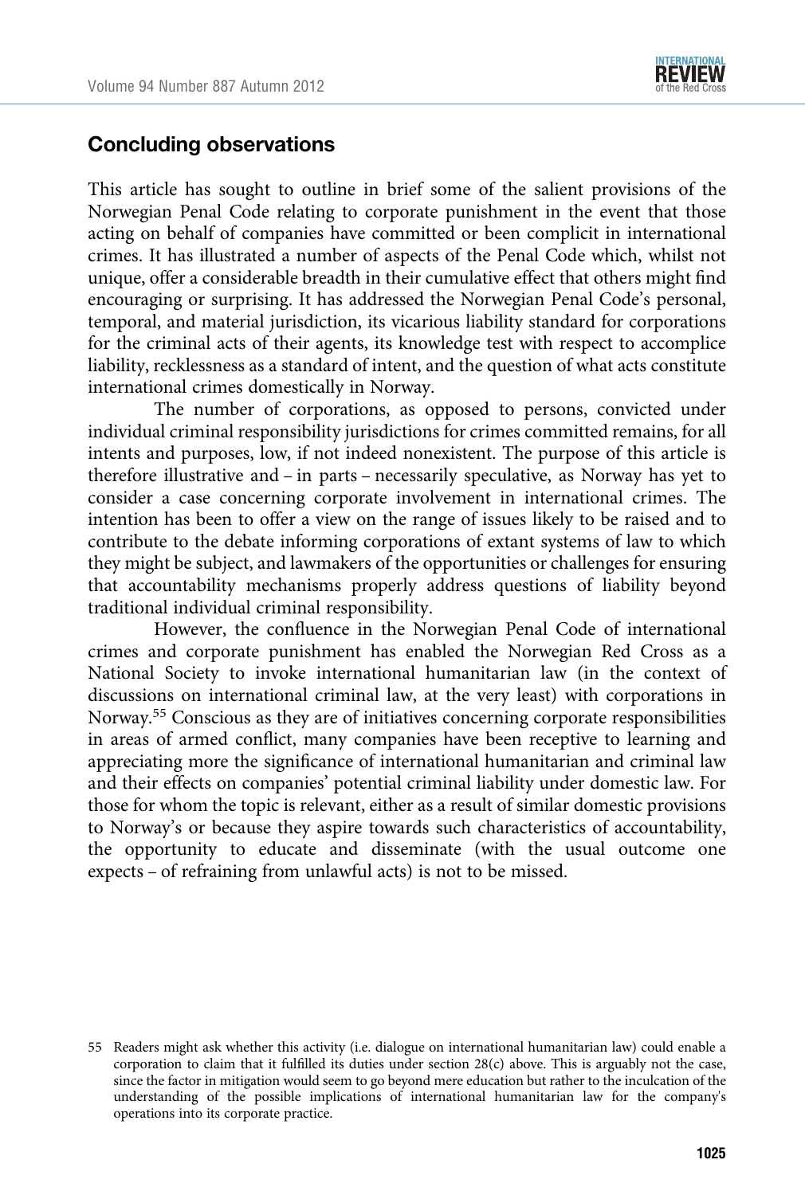## Concluding observations

This article has sought to outline in brief some of the salient provisions of the Norwegian Penal Code relating to corporate punishment in the event that those acting on behalf of companies have committed or been complicit in international crimes. It has illustrated a number of aspects of the Penal Code which, whilst not unique, offer a considerable breadth in their cumulative effect that others might find encouraging or surprising. It has addressed the Norwegian Penal Code's personal, temporal, and material jurisdiction, its vicarious liability standard for corporations for the criminal acts of their agents, its knowledge test with respect to accomplice liability, recklessness as a standard of intent, and the question of what acts constitute international crimes domestically in Norway.

The number of corporations, as opposed to persons, convicted under individual criminal responsibility jurisdictions for crimes committed remains, for all intents and purposes, low, if not indeed nonexistent. The purpose of this article is therefore illustrative and – in parts – necessarily speculative, as Norway has yet to consider a case concerning corporate involvement in international crimes. The intention has been to offer a view on the range of issues likely to be raised and to contribute to the debate informing corporations of extant systems of law to which they might be subject, and lawmakers of the opportunities or challenges for ensuring that accountability mechanisms properly address questions of liability beyond traditional individual criminal responsibility.

However, the confluence in the Norwegian Penal Code of international crimes and corporate punishment has enabled the Norwegian Red Cross as a National Society to invoke international humanitarian law (in the context of discussions on international criminal law, at the very least) with corporations in Norway.[55] Conscious as they are of initiatives concerning corporate responsibilities in areas of armed conflict, many companies have been receptive to learning and appreciating more the significance of international humanitarian and criminal law and their effects on companies' potential criminal liability under domestic law. For those for whom the topic is relevant, either as a result of similar domestic provisions to Norway's or because they aspire towards such characteristics of accountability, the opportunity to educate and disseminate (with the usual outcome one expects – of refraining from unlawful acts) is not to be missed.

55 Readers might ask whether this activity (i.e. dialogue on international humanitarian law) could enable a corporation to claim that it fulfilled its duties under section 28(c) above. This is arguably not the case, since the factor in mitigation would seem to go beyond mere education but rather to the inculcation of the understanding of the possible implications of international humanitarian law for the company's operations into its corporate practice.